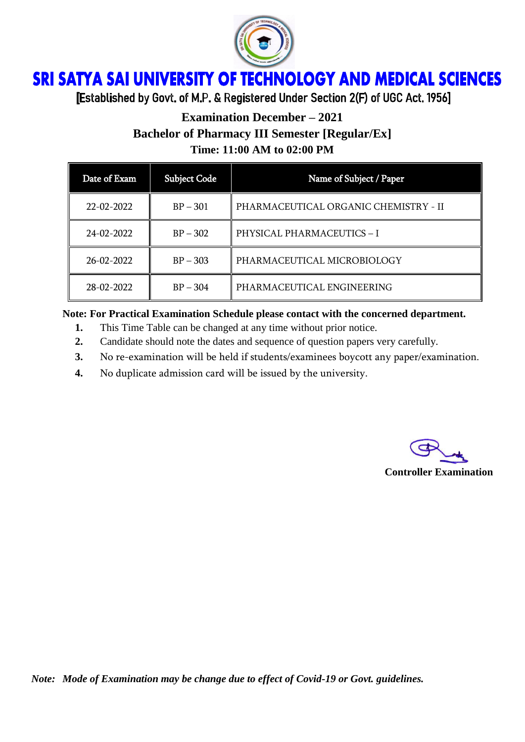# SRI SATYA SAI UNIVERSITY OF TECHNOLOGY AND MEDICAL SCIENCES

[Established by Govt. of M.P. & Registered Under Section 2(F) of UGC Act. 1956]

**Examination December – 2021**

**Bachelor of Pharmacy III Semester [Regular/Ex]**

**Time: 11:00 AM to 02:00 PM**

| Date of Exam | Subject Code | Name of Subject / Paper |
|---|---|---|
| 22-02-2022 | BP – 301 | PHARMACEUTICAL ORGANIC CHEMISTRY - II |
| 24-02-2022 | BP – 302 | PHYSICAL PHARMACEUTICS – I |
| 26-02-2022 | BP – 303 | PHARMACEUTICAL MICROBIOLOGY |
| 28-02-2022 | BP – 304 | PHARMACEUTICAL ENGINEERING |

**Note: For Practical Examination Schedule please contact with the concerned department.**

1. This Time Table can be changed at any time without prior notice.
2. Candidate should note the dates and sequence of question papers very carefully.
3. No re-examination will be held if students/examinees boycott any paper/examination.
4. No duplicate admission card will be issued by the university.

**Controller Examination**

*Note: Mode of Examination may be change due to effect of Covid-19 or Govt. guidelines.*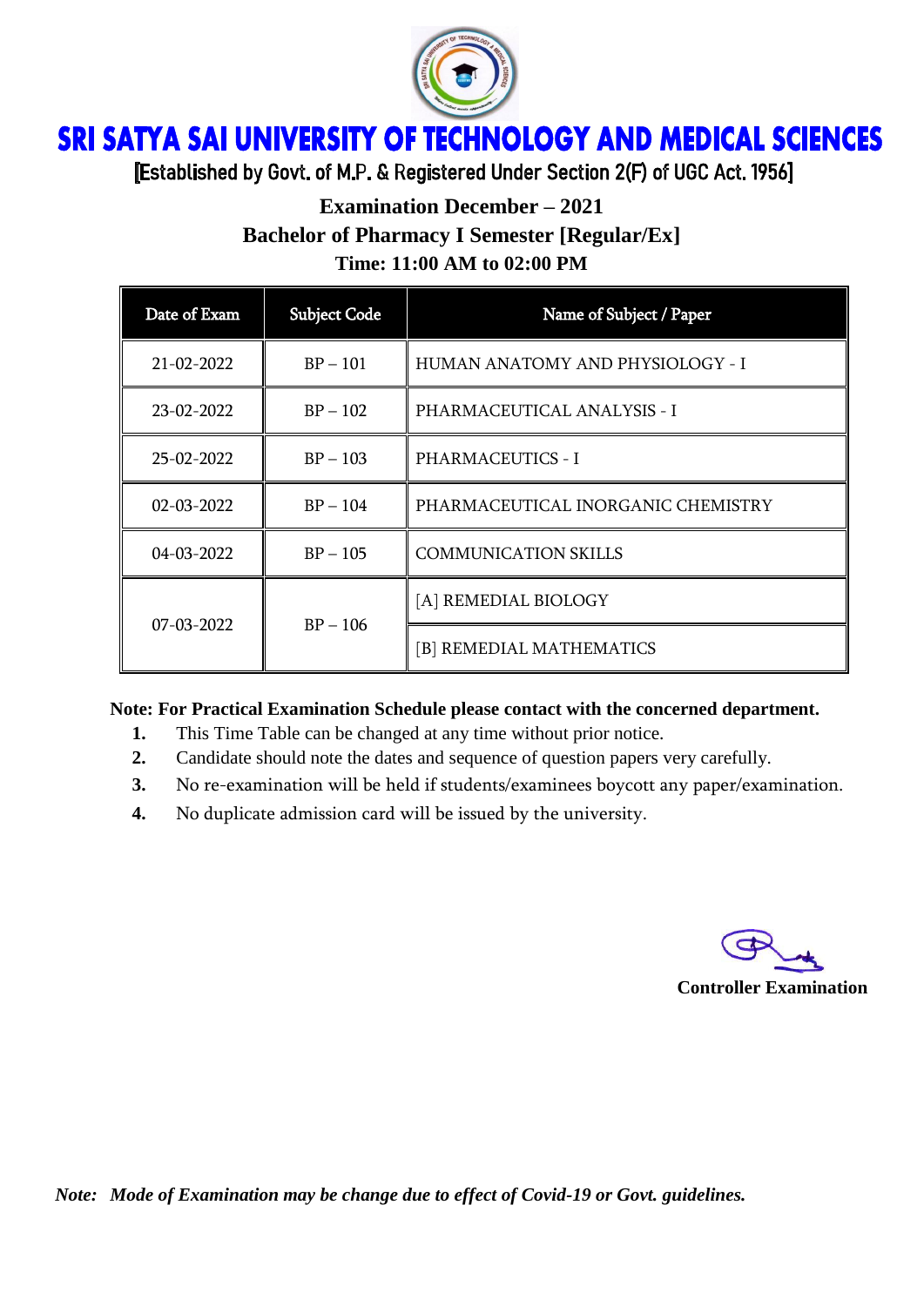# SRI SATYA SAI UNIVERSITY OF TECHNOLOGY AND MEDICAL SCIENCES

[Established by Govt. of M.P. & Registered Under Section 2(F) of UGC Act. 1956]

**Examination December – 2021**

**Bachelor of Pharmacy I Semester [Regular/Ex]**

**Time: 11:00 AM to 02:00 PM**

| Date of Exam | Subject Code | Name of Subject / Paper |
|---|---|---|
| 21-02-2022 | BP – 101 | HUMAN ANATOMY AND PHYSIOLOGY - I |
| 23-02-2022 | BP – 102 | PHARMACEUTICAL ANALYSIS - I |
| 25-02-2022 | BP – 103 | PHARMACEUTICS - I |
| 02-03-2022 | BP – 104 | PHARMACEUTICAL INORGANIC CHEMISTRY |
| 04-03-2022 | BP – 105 | COMMUNICATION SKILLS |
| 07-03-2022 | BP – 106 | [A] REMEDIAL BIOLOGY |
| | | [B] REMEDIAL MATHEMATICS |

**Note: For Practical Examination Schedule please contact with the concerned department.**

1. This Time Table can be changed at any time without prior notice.
2. Candidate should note the dates and sequence of question papers very carefully.
3. No re-examination will be held if students/examinees boycott any paper/examination.
4. No duplicate admission card will be issued by the university.

**Controller Examination**

***Note: Mode of Examination may be change due to effect of Covid-19 or Govt. guidelines.***